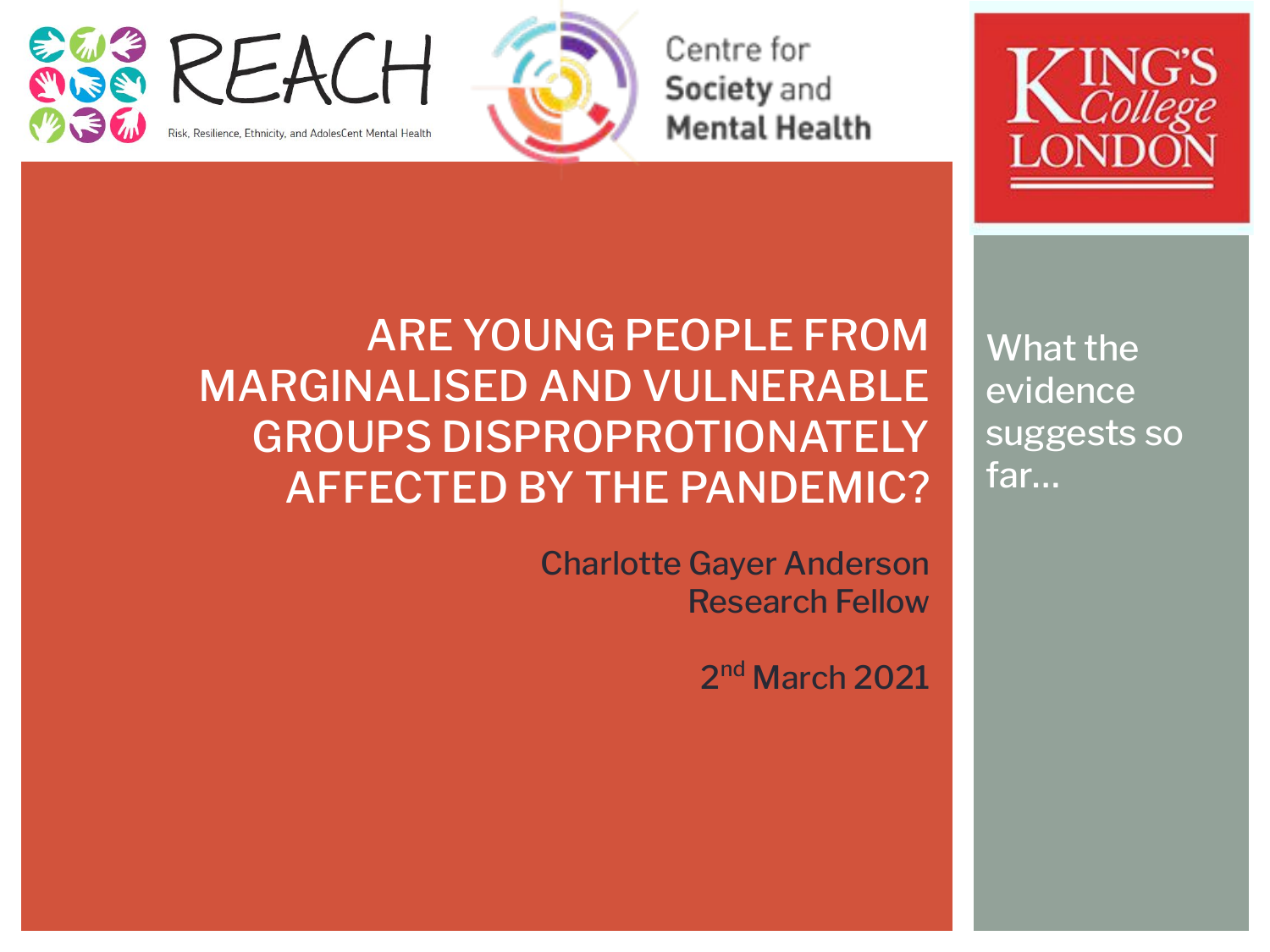REACH

Risk, Resilience, Ethnicity, and AdolesCent Mental Health

Centre for Society and Mental Health

King's College London

# ARE YOUNG PEOPLE FROM MARGINALISED AND VULNERABLE GROUPS DISPROPROTIONATELY AFFECTED BY THE PANDEMIC?

Charlotte Gayer Anderson
Research Fellow

2nd March 2021

What the evidence suggests so far…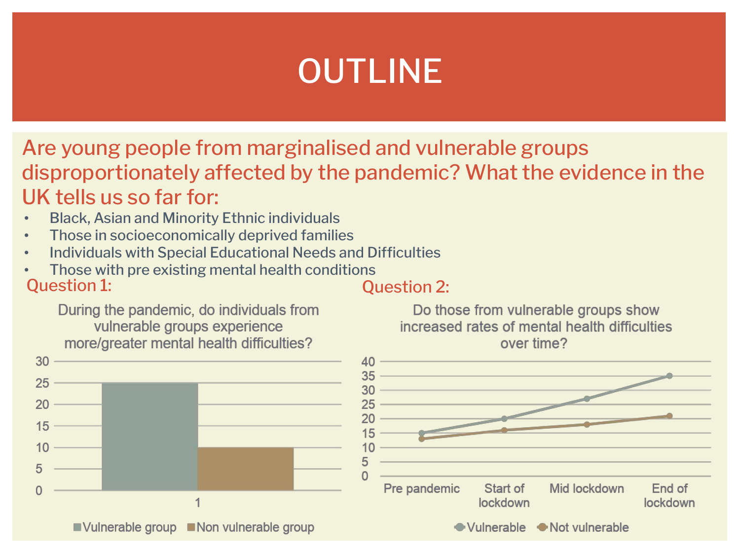# OUTLINE

## Are young people from marginalised and vulnerable groups disproportionately affected by the pandemic? What the evidence in the UK tells us so far for:

- Black, Asian and Minority Ethnic individuals
- Those in socioeconomically deprived families
- Individuals with Special Educational Needs and Difficulties
- Those with pre existing mental health conditions

### Question 1:

During the pandemic, do individuals from vulnerable groups experience more/greater mental health difficulties?

| | Vulnerable group | Non vulnerable group |
|---|---|---|
| 1 | 25 | 10 |

### Question 2:

Do those from vulnerable groups show increased rates of mental health difficulties over time?

| | Pre pandemic | Start of lockdown | Mid lockdown | End of lockdown |
|---|---|---|---|---|
| Vulnerable | 15 | 20 | 27 | 35 |
| Not vulnerable | 13 | 16 | 18 | 21 |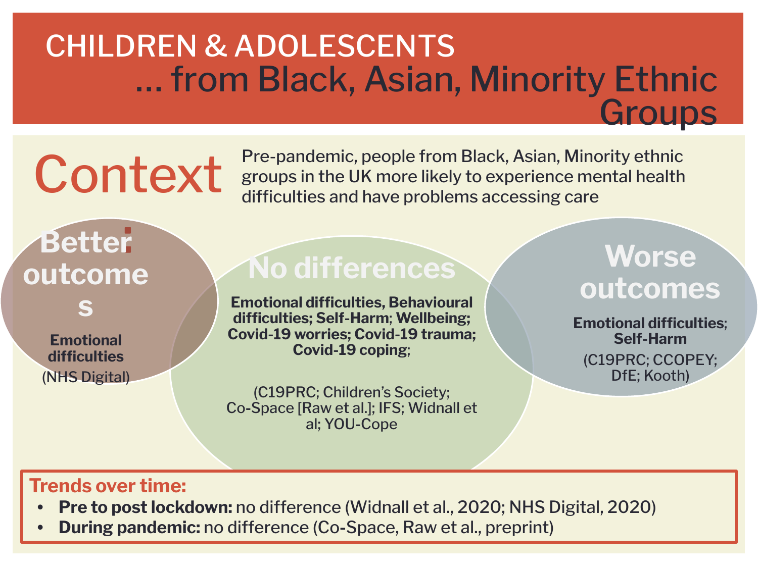# CHILDREN & ADOLESCENTS

## … from Black, Asian, Minority Ethnic Groups

## Context:

Pre-pandemic, people from Black, Asian, Minority ethnic groups in the UK more likely to experience mental health difficulties and have problems accessing care

### Better outcomes

**Emotional difficulties**

(NHS Digital)

### No differences

**Emotional difficulties, Behavioural difficulties; Self-Harm; Wellbeing; Covid-19 worries; Covid-19 trauma; Covid-19 coping;**

(C19PRC; Children's Society; Co-Space [Raw et al.]; IFS; Widnall et al; YOU-Cope

### Worse outcomes

**Emotional difficulties; Self-Harm**

(C19PRC; CCOPEY; DfE; Kooth)

**Trends over time:**

- **Pre to post lockdown:** no difference (Widnall et al., 2020; NHS Digital, 2020)
- **During pandemic:** no difference (Co-Space, Raw et al., preprint)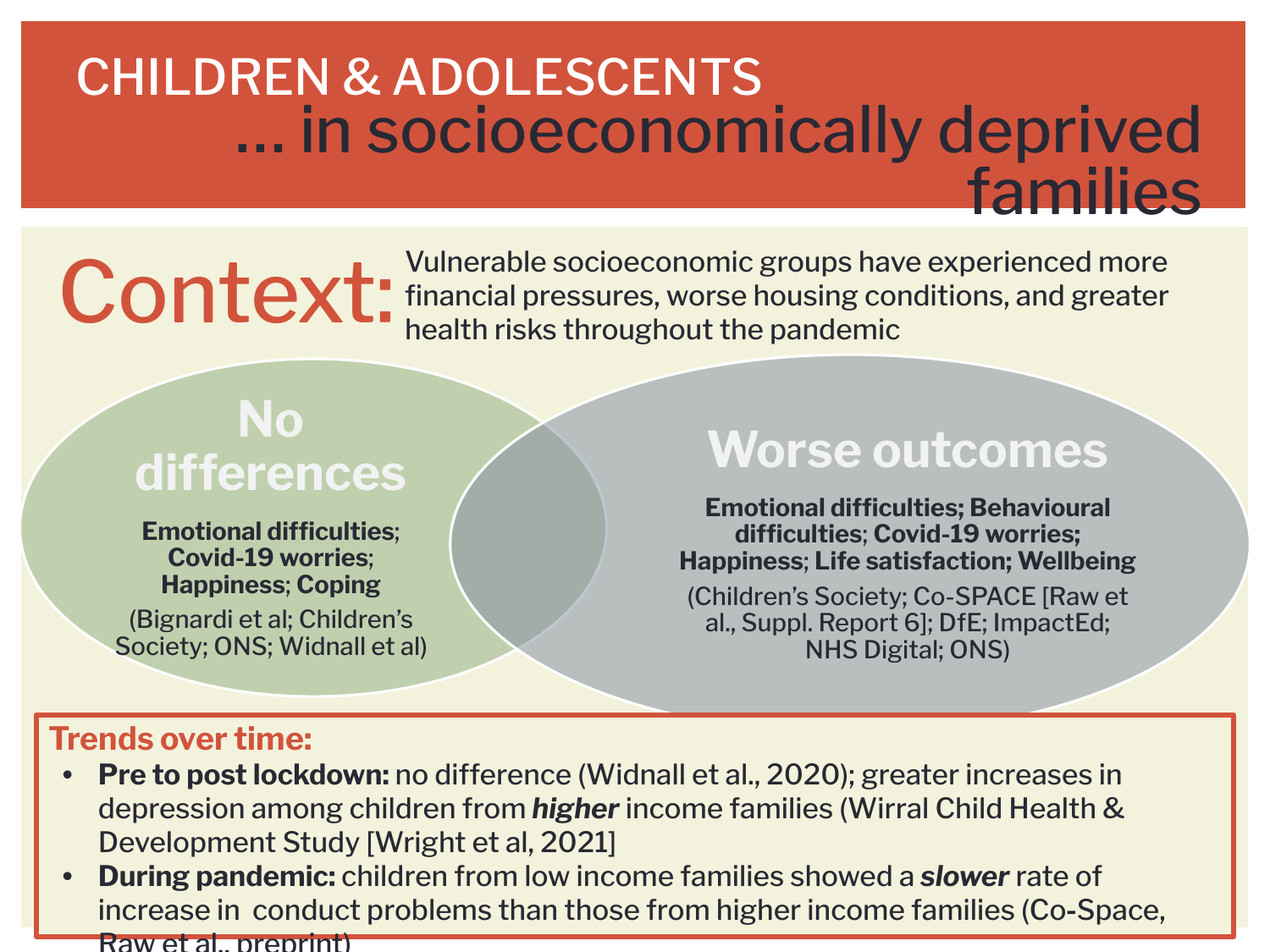# CHILDREN & ADOLESCENTS … in socioeconomically deprived families

## Context:

Vulnerable socioeconomic groups have experienced more financial pressures, worse housing conditions, and greater health risks throughout the pandemic

### No differences

**Emotional difficulties; Covid-19 worries; Happiness; Coping**

(Bignardi et al; Children's Society; ONS; Widnall et al)

### Worse outcomes

**Emotional difficulties; Behavioural difficulties; Covid-19 worries; Happiness; Life satisfaction; Wellbeing**

(Children's Society; Co-SPACE [Raw et al., Suppl. Report 6]; DfE; ImpactEd; NHS Digital; ONS)

### Trends over time:

- **Pre to post lockdown:** no difference (Widnall et al., 2020); greater increases in depression among children from ***higher*** income families (Wirral Child Health & Development Study [Wright et al, 2021]
- **During pandemic:** children from low income families showed a ***slower*** rate of increase in conduct problems than those from higher income families (Co-Space, Raw et al., preprint)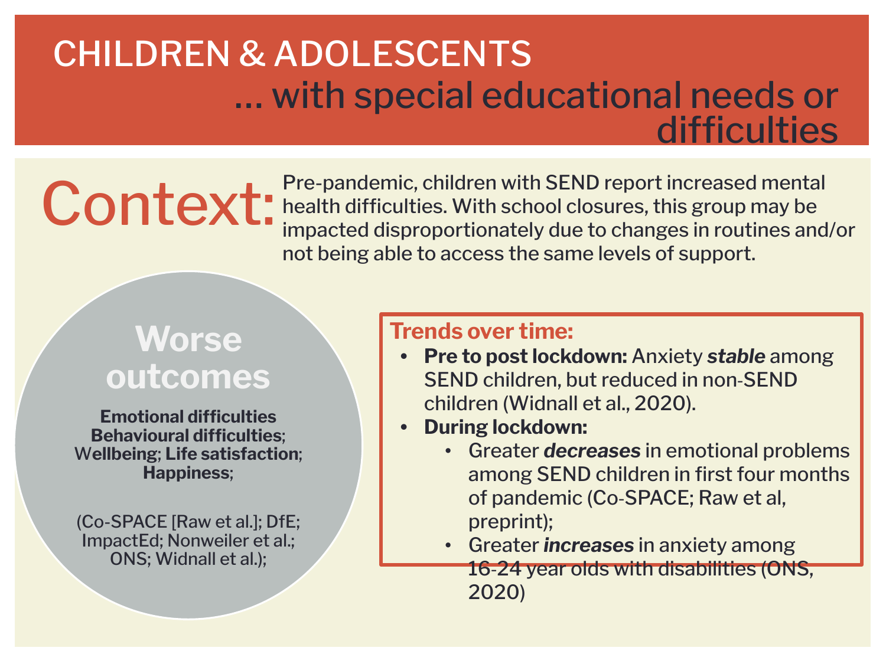# CHILDREN & ADOLESCENTS

## … with special educational needs or difficulties

**Context:** Pre-pandemic, children with SEND report increased mental health difficulties. With school closures, this group may be impacted disproportionately due to changes in routines and/or not being able to access the same levels of support.

### Worse outcomes

**Emotional difficulties**
**Behavioural difficulties**; **Wellbeing**; **Life satisfaction**; **Happiness**;

(Co-SPACE [Raw et al.]; DfE; ImpactEd; Nonweiler et al.; ONS; Widnall et al.);

### Trends over time:

- **Pre to post lockdown:** Anxiety ***stable*** among SEND children, but reduced in non-SEND children (Widnall et al., 2020).
- **During lockdown:**
  - Greater ***decreases*** in emotional problems among SEND children in first four months of pandemic (Co-SPACE; Raw et al, preprint);
  - Greater ***increases*** in anxiety among 16-24 year olds with disabilities (ONS, 2020)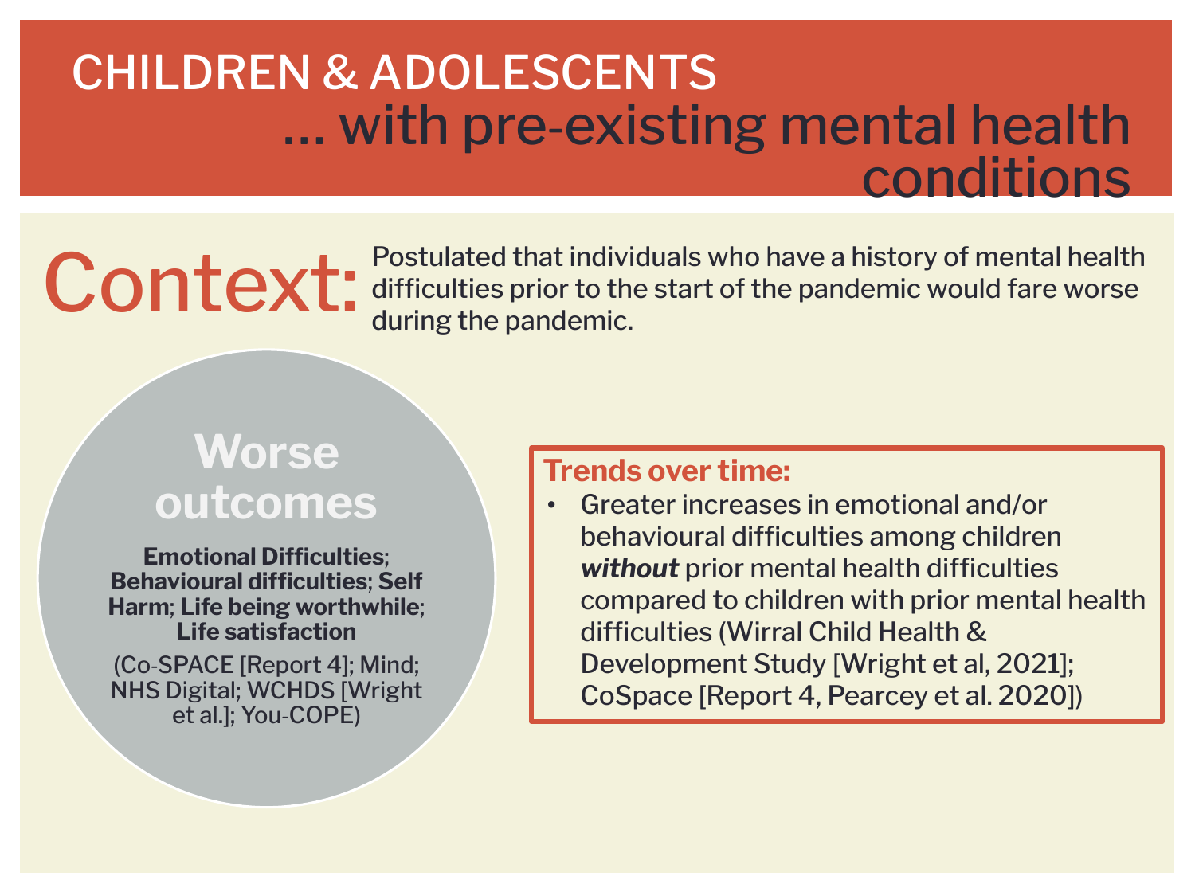# CHILDREN & ADOLESCENTS … with pre-existing mental health conditions

**Context:** Postulated that individuals who have a history of mental health difficulties prior to the start of the pandemic would fare worse during the pandemic.

## Worse outcomes

**Emotional Difficulties**; **Behavioural difficulties**; **Self Harm**; **Life being worthwhile**; **Life satisfaction**

(Co-SPACE [Report 4]; Mind; NHS Digital; WCHDS [Wright et al.]; You-COPE)

**Trends over time:**

- Greater increases in emotional and/or behavioural difficulties among children ***without*** prior mental health difficulties compared to children with prior mental health difficulties (Wirral Child Health & Development Study [Wright et al, 2021]; CoSpace [Report 4, Pearcey et al. 2020])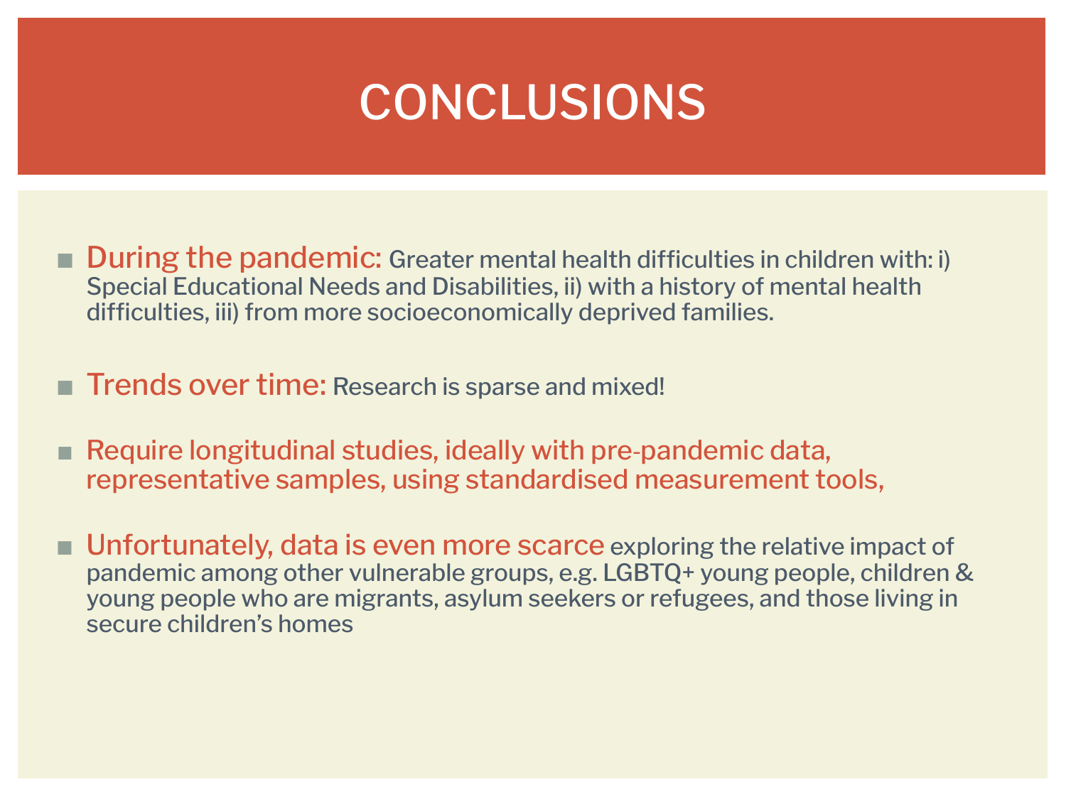# CONCLUSIONS

- **During the pandemic:** Greater mental health difficulties in children with: i) Special Educational Needs and Disabilities, ii) with a history of mental health difficulties, iii) from more socioeconomically deprived families.

- **Trends over time:** Research is sparse and mixed!

- **Require longitudinal studies, ideally with pre-pandemic data, representative samples, using standardised measurement tools,**

- **Unfortunately, data is even more scarce** exploring the relative impact of pandemic among other vulnerable groups, e.g. LGBTQ+ young people, children & young people who are migrants, asylum seekers or refugees, and those living in secure children's homes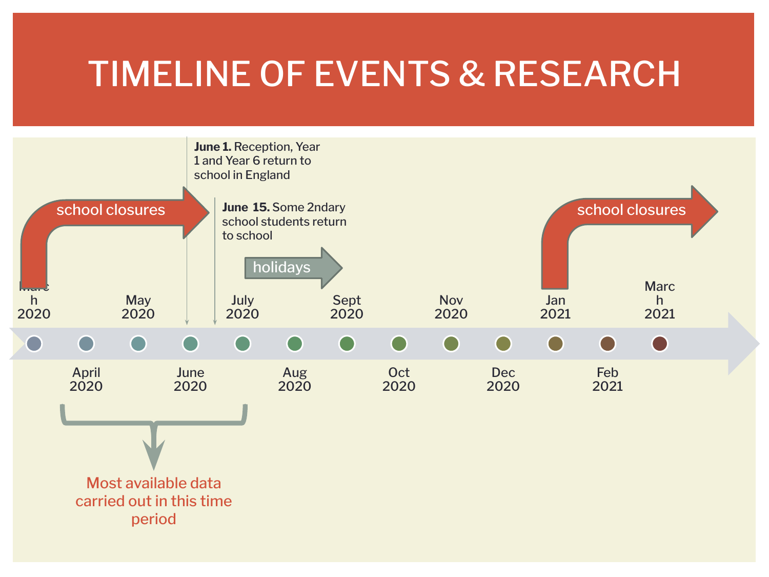# TIMELINE OF EVENTS & RESEARCH

**June 1.** Reception, Year 1 and Year 6 return to school in England

**June 15.** Some 2ndary school students return to school

school closures

holidays

school closures

March 2020

April 2020

May 2020

June 2020

July 2020

Aug 2020

Sept 2020

Oct 2020

Nov 2020

Dec 2020

Jan 2021

Feb 2021

March 2021

Most available data carried out in this time period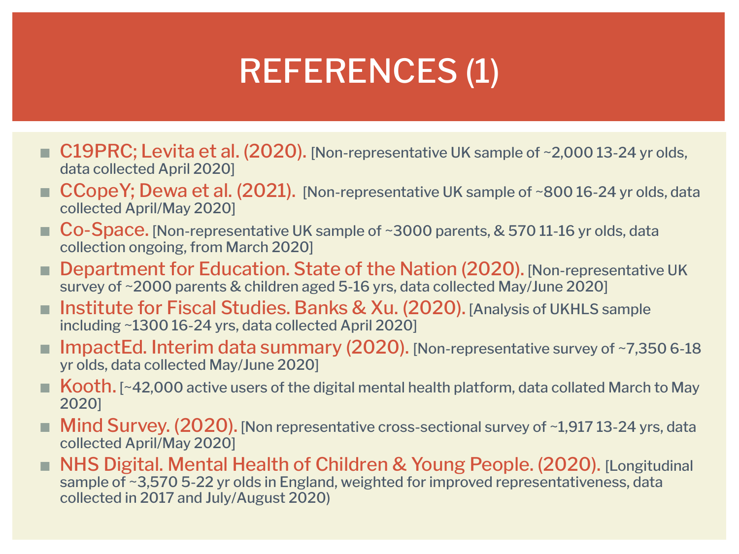# REFERENCES (1)

- **C19PRC; Levita et al. (2020).** [Non-representative UK sample of ~2,000 13-24 yr olds, data collected April 2020]
- **CCopeY; Dewa et al. (2021).** [Non-representative UK sample of ~800 16-24 yr olds, data collected April/May 2020]
- **Co-Space.** [Non-representative UK sample of ~3000 parents, & 570 11-16 yr olds, data collection ongoing, from March 2020]
- **Department for Education. State of the Nation (2020).** [Non-representative UK survey of ~2000 parents & children aged 5-16 yrs, data collected May/June 2020]
- **Institute for Fiscal Studies. Banks & Xu. (2020).** [Analysis of UKHLS sample including ~1300 16-24 yrs, data collected April 2020]
- **ImpactEd. Interim data summary (2020).** [Non-representative survey of ~7,350 6-18 yr olds, data collected May/June 2020]
- **Kooth.** [~42,000 active users of the digital mental health platform, data collated March to May 2020]
- **Mind Survey. (2020).** [Non representative cross-sectional survey of ~1,917 13-24 yrs, data collected April/May 2020]
- **NHS Digital. Mental Health of Children & Young People. (2020).** [Longitudinal sample of ~3,570 5-22 yr olds in England, weighted for improved representativeness, data collected in 2017 and July/August 2020)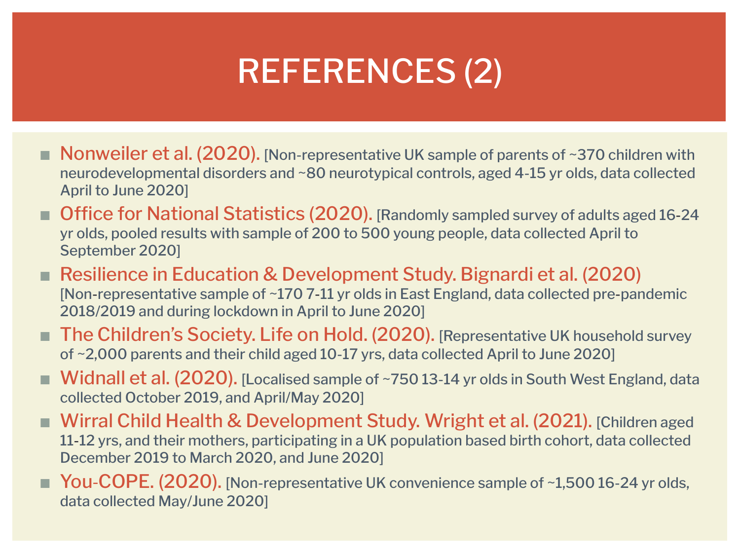# REFERENCES (2)

- Nonweiler et al. (2020). [Non-representative UK sample of parents of ~370 children with neurodevelopmental disorders and ~80 neurotypical controls, aged 4-15 yr olds, data collected April to June 2020]
- Office for National Statistics (2020). [Randomly sampled survey of adults aged 16-24 yr olds, pooled results with sample of 200 to 500 young people, data collected April to September 2020]
- Resilience in Education & Development Study. Bignardi et al. (2020) [Non-representative sample of ~170 7-11 yr olds in East England, data collected pre-pandemic 2018/2019 and during lockdown in April to June 2020]
- The Children's Society. Life on Hold. (2020). [Representative UK household survey of ~2,000 parents and their child aged 10-17 yrs, data collected April to June 2020]
- Widnall et al. (2020). [Localised sample of ~750 13-14 yr olds in South West England, data collected October 2019, and April/May 2020]
- Wirral Child Health & Development Study. Wright et al. (2021). [Children aged 11-12 yrs, and their mothers, participating in a UK population based birth cohort, data collected December 2019 to March 2020, and June 2020]
- You-COPE. (2020). [Non-representative UK convenience sample of ~1,500 16-24 yr olds, data collected May/June 2020]